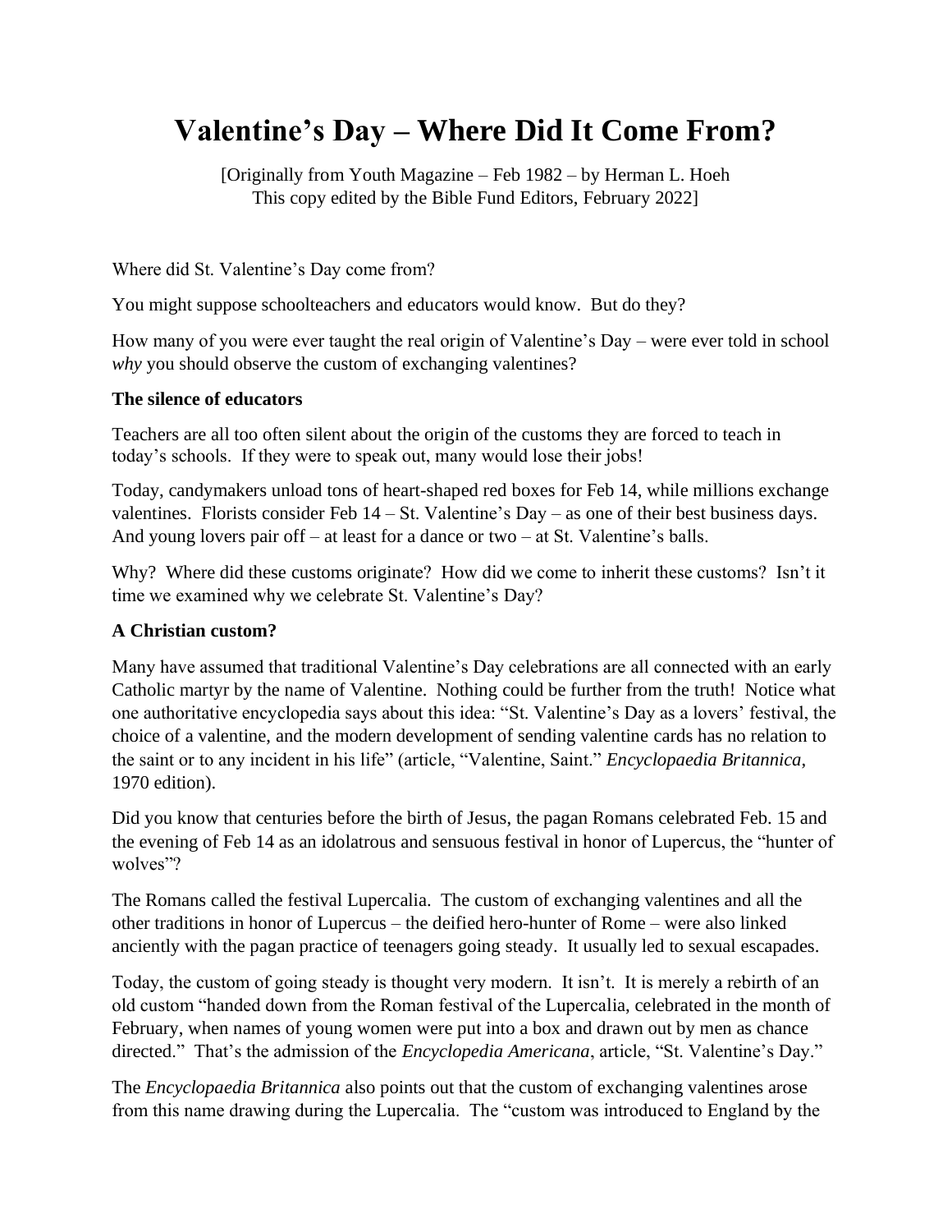# Valentine's Day – Where Did It Come From?

[Originally from Youth Magazine – Feb 1982 – by Herman L. Hoeh
This copy edited by the Bible Fund Editors, February 2022]

Where did St. Valentine's Day come from?

You might suppose schoolteachers and educators would know. But do they?

How many of you were ever taught the real origin of Valentine's Day – were ever told in school *why* you should observe the custom of exchanging valentines?

**The silence of educators**

Teachers are all too often silent about the origin of the customs they are forced to teach in today's schools. If they were to speak out, many would lose their jobs!

Today, candymakers unload tons of heart-shaped red boxes for Feb 14, while millions exchange valentines. Florists consider Feb 14 – St. Valentine's Day – as one of their best business days. And young lovers pair off – at least for a dance or two – at St. Valentine's balls.

Why? Where did these customs originate? How did we come to inherit these customs? Isn't it time we examined why we celebrate St. Valentine's Day?

**A Christian custom?**

Many have assumed that traditional Valentine's Day celebrations are all connected with an early Catholic martyr by the name of Valentine. Nothing could be further from the truth! Notice what one authoritative encyclopedia says about this idea: "St. Valentine's Day as a lovers' festival, the choice of a valentine, and the modern development of sending valentine cards has no relation to the saint or to any incident in his life" (article, "Valentine, Saint." *Encyclopaedia Britannica*, 1970 edition).

Did you know that centuries before the birth of Jesus, the pagan Romans celebrated Feb. 15 and the evening of Feb 14 as an idolatrous and sensuous festival in honor of Lupercus, the "hunter of wolves"?

The Romans called the festival Lupercalia. The custom of exchanging valentines and all the other traditions in honor of Lupercus – the deified hero-hunter of Rome – were also linked anciently with the pagan practice of teenagers going steady. It usually led to sexual escapades.

Today, the custom of going steady is thought very modern. It isn't. It is merely a rebirth of an old custom "handed down from the Roman festival of the Lupercalia, celebrated in the month of February, when names of young women were put into a box and drawn out by men as chance directed." That's the admission of the *Encyclopedia Americana*, article, "St. Valentine's Day."

The *Encyclopaedia Britannica* also points out that the custom of exchanging valentines arose from this name drawing during the Lupercalia. The "custom was introduced to England by the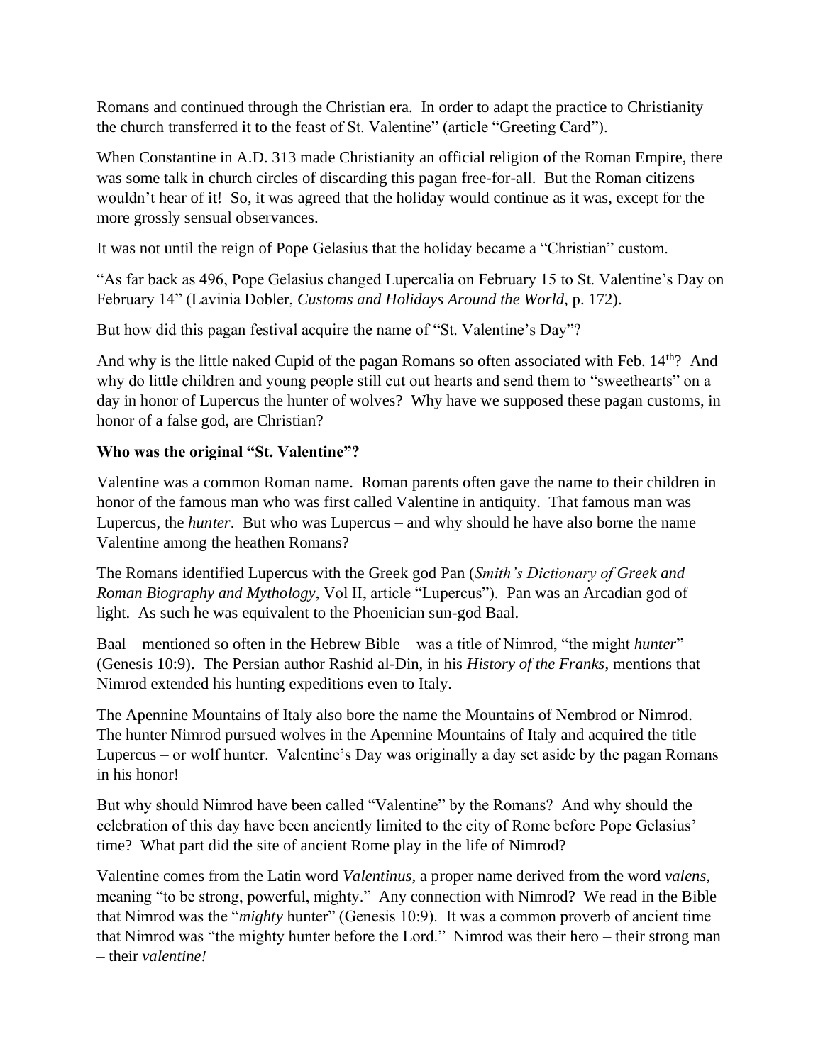Romans and continued through the Christian era. In order to adapt the practice to Christianity the church transferred it to the feast of St. Valentine" (article "Greeting Card").

When Constantine in A.D. 313 made Christianity an official religion of the Roman Empire, there was some talk in church circles of discarding this pagan free-for-all. But the Roman citizens wouldn't hear of it! So, it was agreed that the holiday would continue as it was, except for the more grossly sensual observances.

It was not until the reign of Pope Gelasius that the holiday became a "Christian" custom.

"As far back as 496, Pope Gelasius changed Lupercalia on February 15 to St. Valentine's Day on February 14" (Lavinia Dobler, *Customs and Holidays Around the World*, p. 172).

But how did this pagan festival acquire the name of "St. Valentine's Day"?

And why is the little naked Cupid of the pagan Romans so often associated with Feb. 14th? And why do little children and young people still cut out hearts and send them to "sweethearts" on a day in honor of Lupercus the hunter of wolves? Why have we supposed these pagan customs, in honor of a false god, are Christian?

**Who was the original "St. Valentine"?**

Valentine was a common Roman name. Roman parents often gave the name to their children in honor of the famous man who was first called Valentine in antiquity. That famous man was Lupercus, the *hunter*. But who was Lupercus – and why should he have also borne the name Valentine among the heathen Romans?

The Romans identified Lupercus with the Greek god Pan (*Smith's Dictionary of Greek and Roman Biography and Mythology*, Vol II, article "Lupercus"). Pan was an Arcadian god of light. As such he was equivalent to the Phoenician sun-god Baal.

Baal – mentioned so often in the Hebrew Bible – was a title of Nimrod, "the might *hunter*" (Genesis 10:9). The Persian author Rashid al-Din, in his *History of the Franks*, mentions that Nimrod extended his hunting expeditions even to Italy.

The Apennine Mountains of Italy also bore the name the Mountains of Nembrod or Nimrod. The hunter Nimrod pursued wolves in the Apennine Mountains of Italy and acquired the title Lupercus – or wolf hunter. Valentine's Day was originally a day set aside by the pagan Romans in his honor!

But why should Nimrod have been called "Valentine" by the Romans? And why should the celebration of this day have been anciently limited to the city of Rome before Pope Gelasius' time? What part did the site of ancient Rome play in the life of Nimrod?

Valentine comes from the Latin word *Valentinus*, a proper name derived from the word *valens*, meaning "to be strong, powerful, mighty." Any connection with Nimrod? We read in the Bible that Nimrod was the "*mighty* hunter" (Genesis 10:9). It was a common proverb of ancient time that Nimrod was "the mighty hunter before the Lord." Nimrod was their hero – their strong man – their *valentine!*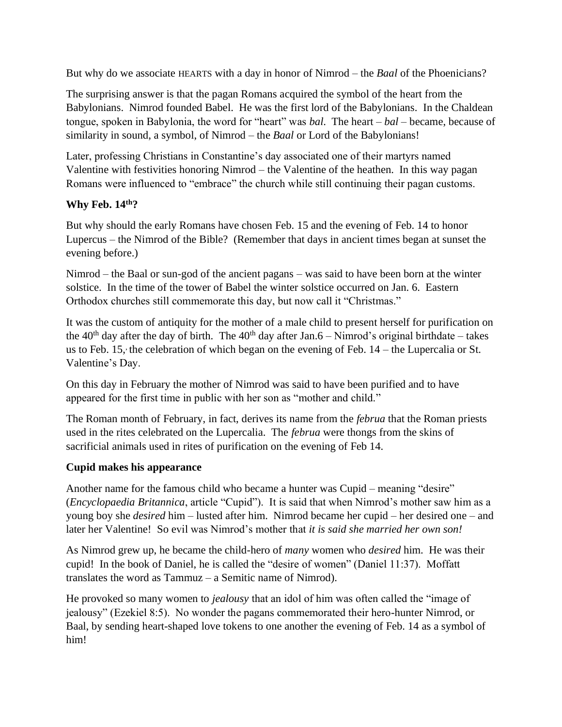But why do we associate HEARTS with a day in honor of Nimrod – the *Baal* of the Phoenicians?

The surprising answer is that the pagan Romans acquired the symbol of the heart from the Babylonians. Nimrod founded Babel. He was the first lord of the Babylonians. In the Chaldean tongue, spoken in Babylonia, the word for "heart" was *bal*. The heart – *bal* – became, because of similarity in sound, a symbol, of Nimrod – the *Baal* or Lord of the Babylonians!

Later, professing Christians in Constantine's day associated one of their martyrs named Valentine with festivities honoring Nimrod – the Valentine of the heathen. In this way pagan Romans were influenced to "embrace" the church while still continuing their pagan customs.

**Why Feb. 14th?**

But why should the early Romans have chosen Feb. 15 and the evening of Feb. 14 to honor Lupercus – the Nimrod of the Bible? (Remember that days in ancient times began at sunset the evening before.)

Nimrod – the Baal or sun-god of the ancient pagans – was said to have been born at the winter solstice. In the time of the tower of Babel the winter solstice occurred on Jan. 6. Eastern Orthodox churches still commemorate this day, but now call it "Christmas."

It was the custom of antiquity for the mother of a male child to present herself for purification on the 40th day after the day of birth. The 40th day after Jan.6 – Nimrod's original birthdate – takes us to Feb. 15, the celebration of which began on the evening of Feb. 14 – the Lupercalia or St. Valentine's Day.

On this day in February the mother of Nimrod was said to have been purified and to have appeared for the first time in public with her son as "mother and child."

The Roman month of February, in fact, derives its name from the *februa* that the Roman priests used in the rites celebrated on the Lupercalia. The *februa* were thongs from the skins of sacrificial animals used in rites of purification on the evening of Feb 14.

**Cupid makes his appearance**

Another name for the famous child who became a hunter was Cupid – meaning "desire" (*Encyclopaedia Britannica*, article "Cupid"). It is said that when Nimrod's mother saw him as a young boy she *desired* him – lusted after him. Nimrod became her cupid – her desired one – and later her Valentine! So evil was Nimrod's mother that *it is said she married her own son!*

As Nimrod grew up, he became the child-hero of *many* women who *desired* him. He was their cupid! In the book of Daniel, he is called the "desire of women" (Daniel 11:37). Moffatt translates the word as Tammuz – a Semitic name of Nimrod).

He provoked so many women to *jealousy* that an idol of him was often called the "image of jealousy" (Ezekiel 8:5). No wonder the pagans commemorated their hero-hunter Nimrod, or Baal, by sending heart-shaped love tokens to one another the evening of Feb. 14 as a symbol of him!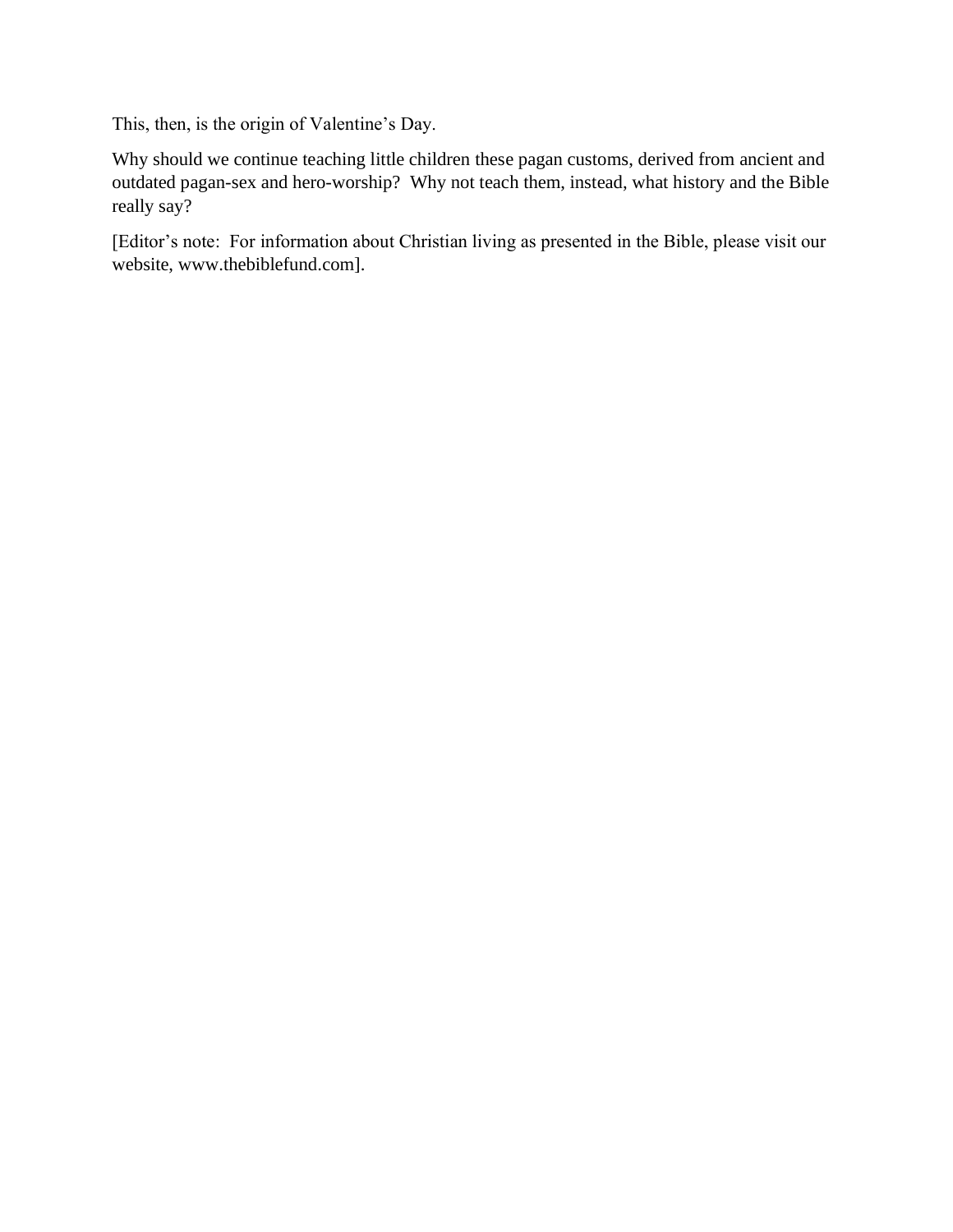This, then, is the origin of Valentine's Day.

Why should we continue teaching little children these pagan customs, derived from ancient and outdated pagan-sex and hero-worship? Why not teach them, instead, what history and the Bible really say?

[Editor's note: For information about Christian living as presented in the Bible, please visit our website, www.thebiblefund.com].